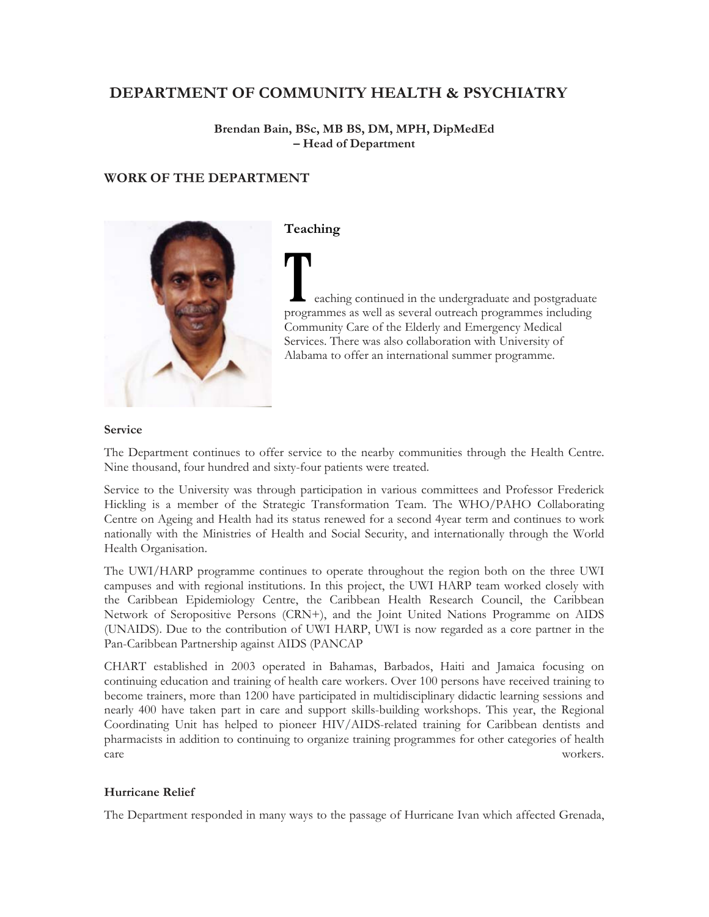# DEPARTMENT OF COMMUNITY HEALTH & PSYCHIATRY

**Brendan Bain, BSc, MB BS, DM, MPH, DipMedEd**
**– Head of Department**

## WORK OF THE DEPARTMENT

### Teaching

Teaching continued in the undergraduate and postgraduate programmes as well as several outreach programmes including Community Care of the Elderly and Emergency Medical Services. There was also collaboration with University of Alabama to offer an international summer programme.

### Service

The Department continues to offer service to the nearby communities through the Health Centre. Nine thousand, four hundred and sixty-four patients were treated.

Service to the University was through participation in various committees and Professor Frederick Hickling is a member of the Strategic Transformation Team. The WHO/PAHO Collaborating Centre on Ageing and Health had its status renewed for a second 4year term and continues to work nationally with the Ministries of Health and Social Security, and internationally through the World Health Organisation.

The UWI/HARP programme continues to operate throughout the region both on the three UWI campuses and with regional institutions. In this project, the UWI HARP team worked closely with the Caribbean Epidemiology Centre, the Caribbean Health Research Council, the Caribbean Network of Seropositive Persons (CRN+), and the Joint United Nations Programme on AIDS (UNAIDS). Due to the contribution of UWI HARP, UWI is now regarded as a core partner in the Pan-Caribbean Partnership against AIDS (PANCAP

CHART established in 2003 operated in Bahamas, Barbados, Haiti and Jamaica focusing on continuing education and training of health care workers. Over 100 persons have received training to become trainers, more than 1200 have participated in multidisciplinary didactic learning sessions and nearly 400 have taken part in care and support skills-building workshops. This year, the Regional Coordinating Unit has helped to pioneer HIV/AIDS-related training for Caribbean dentists and pharmacists in addition to continuing to organize training programmes for other categories of health care workers.

### Hurricane Relief

The Department responded in many ways to the passage of Hurricane Ivan which affected Grenada,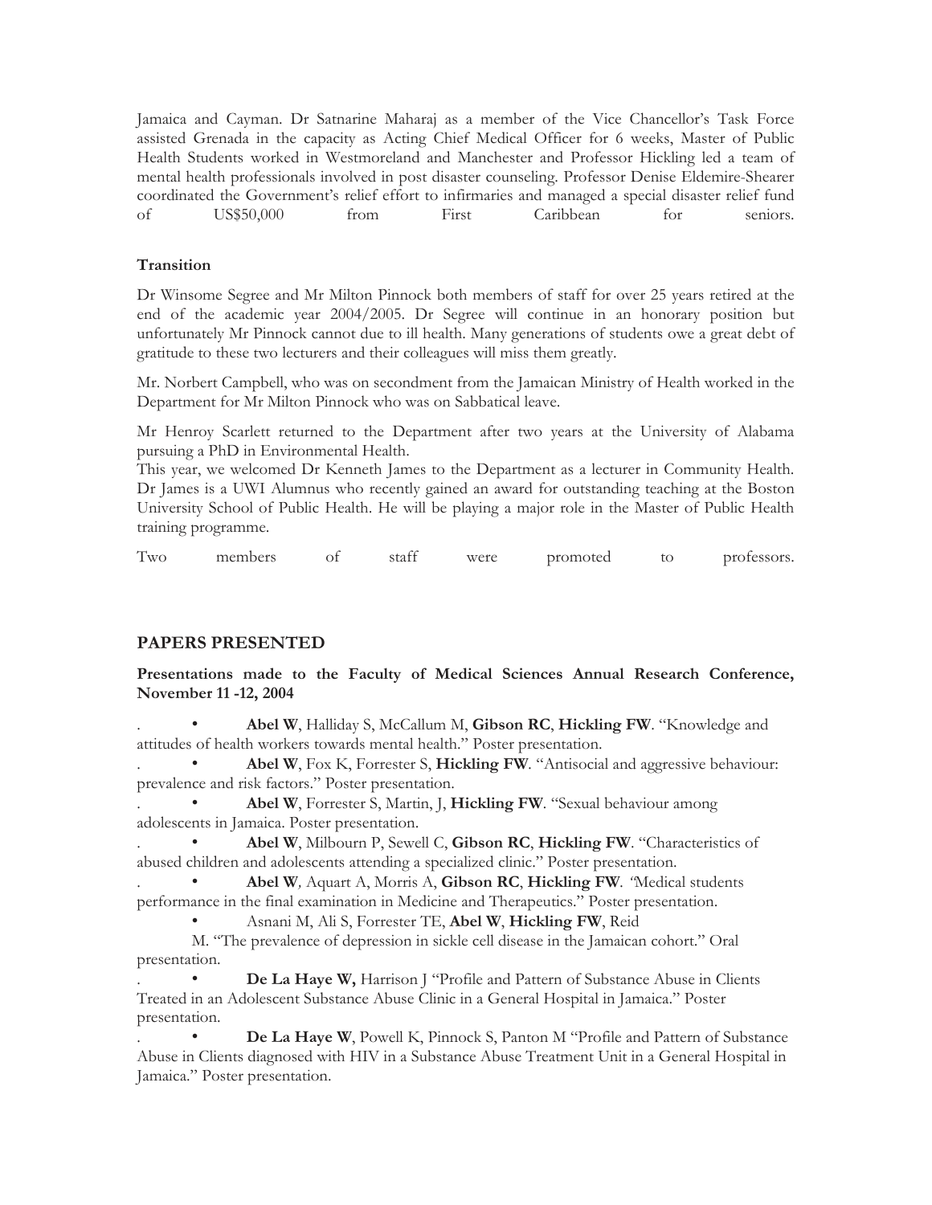Jamaica and Cayman. Dr Satnarine Maharaj as a member of the Vice Chancellor's Task Force assisted Grenada in the capacity as Acting Chief Medical Officer for 6 weeks, Master of Public Health Students worked in Westmoreland and Manchester and Professor Hickling led a team of mental health professionals involved in post disaster counseling. Professor Denise Eldemire-Shearer coordinated the Government's relief effort to infirmaries and managed a special disaster relief fund of US$50,000 from First Caribbean for seniors.

**Transition**

Dr Winsome Segree and Mr Milton Pinnock both members of staff for over 25 years retired at the end of the academic year 2004/2005. Dr Segree will continue in an honorary position but unfortunately Mr Pinnock cannot due to ill health. Many generations of students owe a great debt of gratitude to these two lecturers and their colleagues will miss them greatly.

Mr. Norbert Campbell, who was on secondment from the Jamaican Ministry of Health worked in the Department for Mr Milton Pinnock who was on Sabbatical leave.

Mr Henroy Scarlett returned to the Department after two years at the University of Alabama pursuing a PhD in Environmental Health.
This year, we welcomed Dr Kenneth James to the Department as a lecturer in Community Health. Dr James is a UWI Alumnus who recently gained an award for outstanding teaching at the Boston University School of Public Health. He will be playing a major role in the Master of Public Health training programme.

Two members of staff were promoted to professors.

## PAPERS PRESENTED

**Presentations made to the Faculty of Medical Sciences Annual Research Conference, November 11 -12, 2004**

- **Abel W**, Halliday S, McCallum M, **Gibson RC**, **Hickling FW**. "Knowledge and attitudes of health workers towards mental health." Poster presentation.
- **Abel W**, Fox K, Forrester S, **Hickling FW**. "Antisocial and aggressive behaviour: prevalence and risk factors." Poster presentation.
- **Abel W**, Forrester S, Martin, J, **Hickling FW**. "Sexual behaviour among adolescents in Jamaica. Poster presentation.
- **Abel W**, Milbourn P, Sewell C, **Gibson RC**, **Hickling FW**. "Characteristics of abused children and adolescents attending a specialized clinic." Poster presentation.
- **Abel W**, Aquart A, Morris A, **Gibson RC**, **Hickling FW**. "Medical students performance in the final examination in Medicine and Therapeutics." Poster presentation.
- Asnani M, Ali S, Forrester TE, **Abel W**, **Hickling FW**, Reid M. "The prevalence of depression in sickle cell disease in the Jamaican cohort." Oral presentation.
- **De La Haye W,** Harrison J "Profile and Pattern of Substance Abuse in Clients Treated in an Adolescent Substance Abuse Clinic in a General Hospital in Jamaica." Poster presentation.
- **De La Haye W**, Powell K, Pinnock S, Panton M "Profile and Pattern of Substance Abuse in Clients diagnosed with HIV in a Substance Abuse Treatment Unit in a General Hospital in Jamaica." Poster presentation.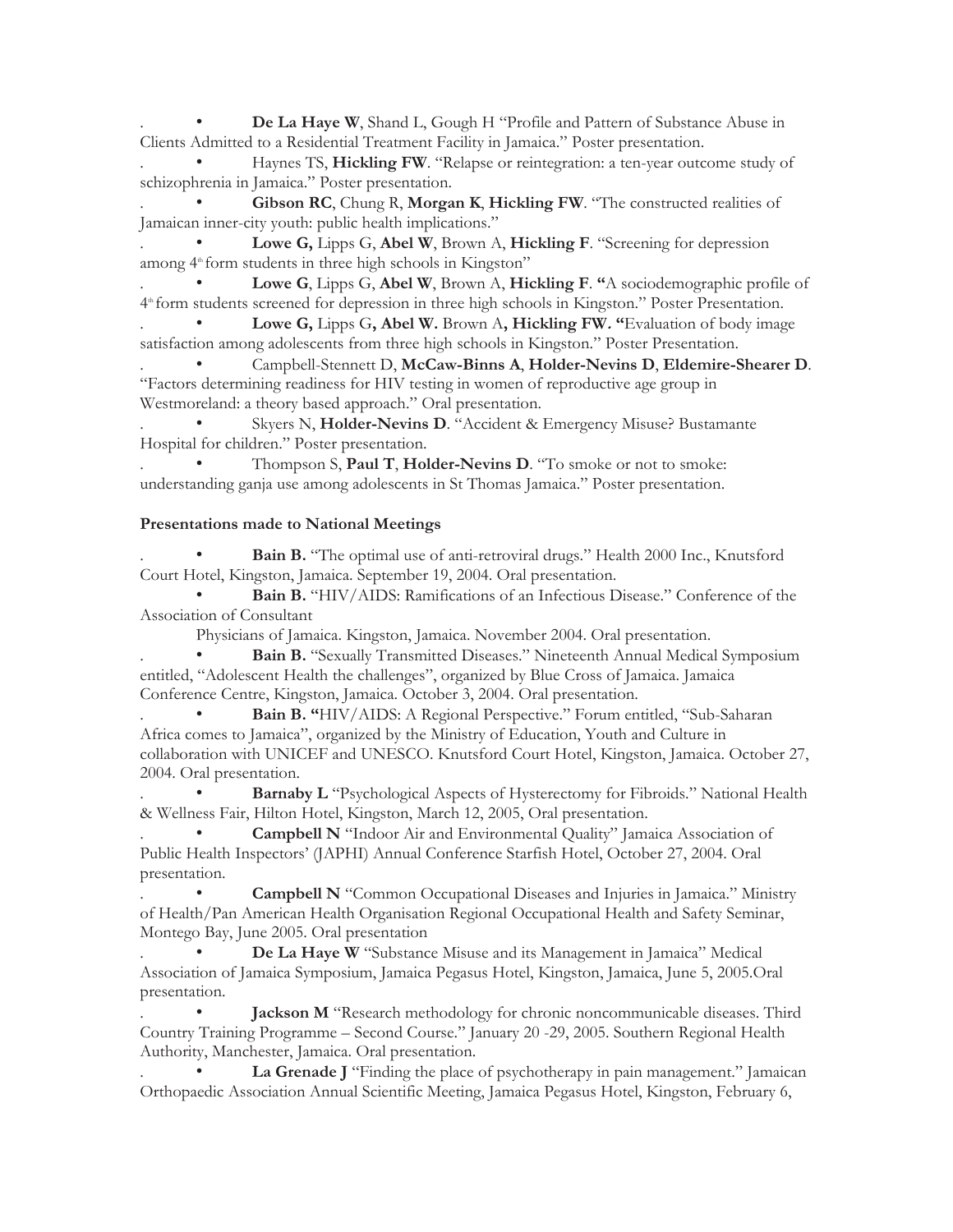- **De La Haye W**, Shand L, Gough H "Profile and Pattern of Substance Abuse in Clients Admitted to a Residential Treatment Facility in Jamaica." Poster presentation.
- Haynes TS, **Hickling FW**. "Relapse or reintegration: a ten-year outcome study of schizophrenia in Jamaica." Poster presentation.
- **Gibson RC**, Chung R, **Morgan K**, **Hickling FW**. "The constructed realities of Jamaican inner-city youth: public health implications."
- **Lowe G,** Lipps G, **Abel W**, Brown A, **Hickling F**. "Screening for depression among 4th form students in three high schools in Kingston"
- **Lowe G**, Lipps G, **Abel W**, Brown A, **Hickling F**. **"**A sociodemographic profile of 4th form students screened for depression in three high schools in Kingston." Poster Presentation.
- **Lowe G,** Lipps G**, Abel W.** Brown A**, Hickling FW. "**Evaluation of body image satisfaction among adolescents from three high schools in Kingston." Poster Presentation.
- Campbell-Stennett D, **McCaw-Binns A**, **Holder-Nevins D**, **Eldemire-Shearer D**. "Factors determining readiness for HIV testing in women of reproductive age group in Westmoreland: a theory based approach." Oral presentation.
- Skyers N, **Holder-Nevins D**. "Accident & Emergency Misuse? Bustamante Hospital for children." Poster presentation.
- Thompson S, **Paul T**, **Holder-Nevins D**. "To smoke or not to smoke: understanding ganja use among adolescents in St Thomas Jamaica." Poster presentation.

**Presentations made to National Meetings**

- **Bain B.** "The optimal use of anti-retroviral drugs." Health 2000 Inc., Knutsford Court Hotel, Kingston, Jamaica. September 19, 2004. Oral presentation.
- **Bain B.** "HIV/AIDS: Ramifications of an Infectious Disease." Conference of the Association of Consultant Physicians of Jamaica. Kingston, Jamaica. November 2004. Oral presentation.
- **Bain B.** "Sexually Transmitted Diseases." Nineteenth Annual Medical Symposium entitled, "Adolescent Health the challenges", organized by Blue Cross of Jamaica. Jamaica Conference Centre, Kingston, Jamaica. October 3, 2004. Oral presentation.
- **Bain B. "**HIV/AIDS: A Regional Perspective." Forum entitled, "Sub-Saharan Africa comes to Jamaica", organized by the Ministry of Education, Youth and Culture in collaboration with UNICEF and UNESCO. Knutsford Court Hotel, Kingston, Jamaica. October 27, 2004. Oral presentation.
- **Barnaby L** "Psychological Aspects of Hysterectomy for Fibroids." National Health & Wellness Fair, Hilton Hotel, Kingston, March 12, 2005, Oral presentation.
- **Campbell N** "Indoor Air and Environmental Quality" Jamaica Association of Public Health Inspectors' (JAPHI) Annual Conference Starfish Hotel, October 27, 2004. Oral presentation.
- **Campbell N** "Common Occupational Diseases and Injuries in Jamaica." Ministry of Health/Pan American Health Organisation Regional Occupational Health and Safety Seminar, Montego Bay, June 2005. Oral presentation
- **De La Haye W** "Substance Misuse and its Management in Jamaica" Medical Association of Jamaica Symposium, Jamaica Pegasus Hotel, Kingston, Jamaica, June 5, 2005.Oral presentation.
- **Jackson M** "Research methodology for chronic noncommunicable diseases. Third Country Training Programme – Second Course." January 20 -29, 2005. Southern Regional Health Authority, Manchester, Jamaica. Oral presentation.
- **La Grenade J** "Finding the place of psychotherapy in pain management." Jamaican Orthopaedic Association Annual Scientific Meeting, Jamaica Pegasus Hotel, Kingston, February 6,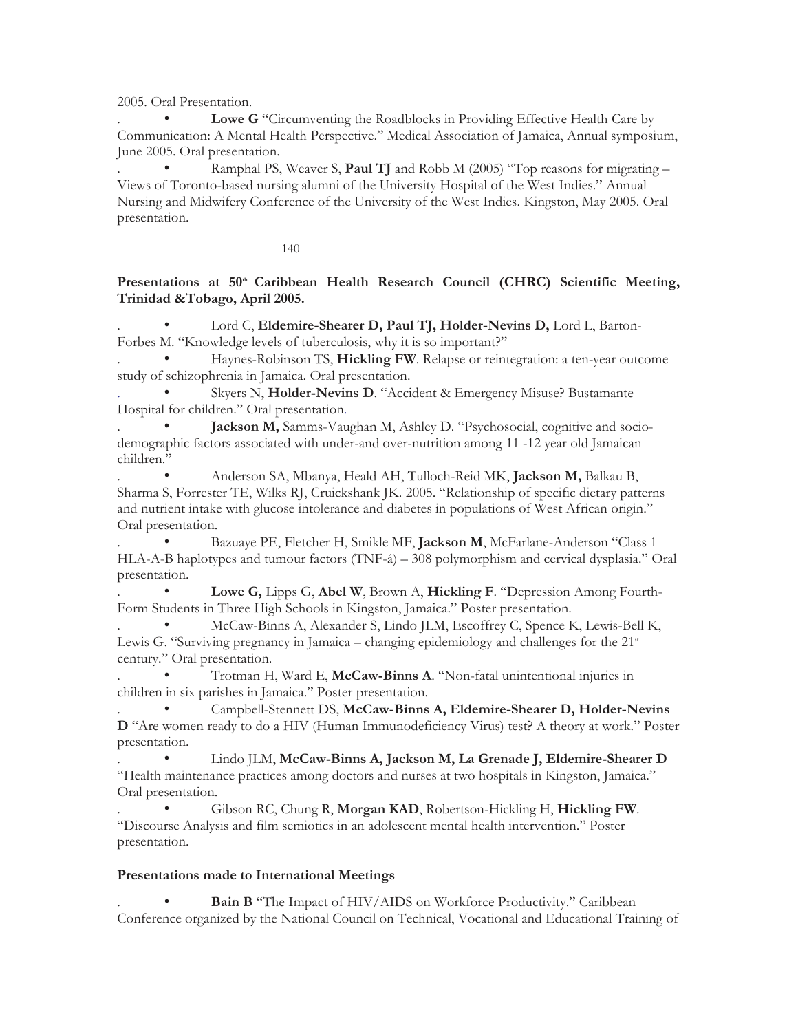2005. Oral Presentation.

- **Lowe G** "Circumventing the Roadblocks in Providing Effective Health Care by Communication: A Mental Health Perspective." Medical Association of Jamaica, Annual symposium, June 2005. Oral presentation.
- Ramphal PS, Weaver S, **Paul TJ** and Robb M (2005) "Top reasons for migrating – Views of Toronto-based nursing alumni of the University Hospital of the West Indies." Annual Nursing and Midwifery Conference of the University of the West Indies. Kingston, May 2005. Oral presentation.

**Presentations at 50th Caribbean Health Research Council (CHRC) Scientific Meeting, Trinidad &Tobago, April 2005.**

- Lord C, **Eldemire-Shearer D, Paul TJ, Holder-Nevins D,** Lord L, Barton-Forbes M. "Knowledge levels of tuberculosis, why it is so important?"
- Haynes-Robinson TS, **Hickling FW**. Relapse or reintegration: a ten-year outcome study of schizophrenia in Jamaica. Oral presentation.
- Skyers N, **Holder-Nevins D**. "Accident & Emergency Misuse? Bustamante Hospital for children." Oral presentation.
- **Jackson M,** Samms-Vaughan M, Ashley D. "Psychosocial, cognitive and socio-demographic factors associated with under-and over-nutrition among 11 -12 year old Jamaican children."
- Anderson SA, Mbanya, Heald AH, Tulloch-Reid MK, **Jackson M,** Balkau B, Sharma S, Forrester TE, Wilks RJ, Cruickshank JK. 2005. "Relationship of specific dietary patterns and nutrient intake with glucose intolerance and diabetes in populations of West African origin." Oral presentation.
- Bazuaye PE, Fletcher H, Smikle MF, **Jackson M**, McFarlane-Anderson "Class 1 HLA-A-B haplotypes and tumour factors (TNF-á) – 308 polymorphism and cervical dysplasia." Oral presentation.
- **Lowe G,** Lipps G, **Abel W**, Brown A, **Hickling F**. "Depression Among Fourth-Form Students in Three High Schools in Kingston, Jamaica." Poster presentation.
- McCaw-Binns A, Alexander S, Lindo JLM, Escoffrey C, Spence K, Lewis-Bell K, Lewis G. "Surviving pregnancy in Jamaica – changing epidemiology and challenges for the 21st century." Oral presentation.
- Trotman H, Ward E, **McCaw-Binns A**. "Non-fatal unintentional injuries in children in six parishes in Jamaica." Poster presentation.
- Campbell-Stennett DS, **McCaw-Binns A, Eldemire-Shearer D, Holder-Nevins D** "Are women ready to do a HIV (Human Immunodeficiency Virus) test? A theory at work." Poster presentation.
- Lindo JLM, **McCaw-Binns A, Jackson M, La Grenade J, Eldemire-Shearer D** "Health maintenance practices among doctors and nurses at two hospitals in Kingston, Jamaica." Oral presentation.
- Gibson RC, Chung R, **Morgan KAD**, Robertson-Hickling H, **Hickling FW**. "Discourse Analysis and film semiotics in an adolescent mental health intervention." Poster presentation.

**Presentations made to International Meetings**

- **Bain B** "The Impact of HIV/AIDS on Workforce Productivity." Caribbean Conference organized by the National Council on Technical, Vocational and Educational Training of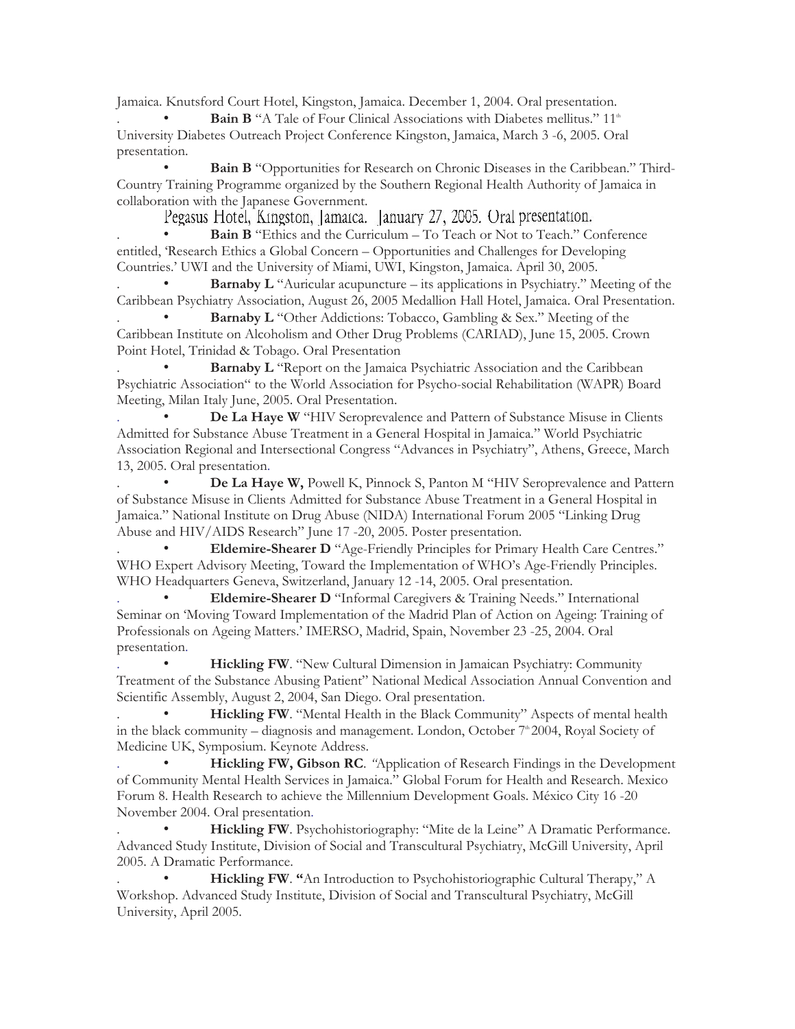Jamaica. Knutsford Court Hotel, Kingston, Jamaica. December 1, 2004. Oral presentation.

- **Bain B** "A Tale of Four Clinical Associations with Diabetes mellitus." 11th University Diabetes Outreach Project Conference Kingston, Jamaica, March 3 -6, 2005. Oral presentation.
- **Bain B** "Opportunities for Research on Chronic Diseases in the Caribbean." Third-Country Training Programme organized by the Southern Regional Health Authority of Jamaica in collaboration with the Japanese Government. Pegasus Hotel, Kingston, Jamaica. January 27, 2005. Oral presentation.
- **Bain B** "Ethics and the Curriculum – To Teach or Not to Teach." Conference entitled, 'Research Ethics a Global Concern – Opportunities and Challenges for Developing Countries.' UWI and the University of Miami, UWI, Kingston, Jamaica. April 30, 2005.
- **Barnaby L** "Auricular acupuncture – its applications in Psychiatry." Meeting of the Caribbean Psychiatry Association, August 26, 2005 Medallion Hall Hotel, Jamaica. Oral Presentation.
- **Barnaby L** "Other Addictions: Tobacco, Gambling & Sex." Meeting of the Caribbean Institute on Alcoholism and Other Drug Problems (CARIAD), June 15, 2005. Crown Point Hotel, Trinidad & Tobago. Oral Presentation
- **Barnaby L** "Report on the Jamaica Psychiatric Association and the Caribbean Psychiatric Association" to the World Association for Psycho-social Rehabilitation (WAPR) Board Meeting, Milan Italy June, 2005. Oral Presentation.
- **De La Haye W** "HIV Seroprevalence and Pattern of Substance Misuse in Clients Admitted for Substance Abuse Treatment in a General Hospital in Jamaica." World Psychiatric Association Regional and Intersectional Congress "Advances in Psychiatry", Athens, Greece, March 13, 2005. Oral presentation.
- **De La Haye W,** Powell K, Pinnock S, Panton M "HIV Seroprevalence and Pattern of Substance Misuse in Clients Admitted for Substance Abuse Treatment in a General Hospital in Jamaica." National Institute on Drug Abuse (NIDA) International Forum 2005 "Linking Drug Abuse and HIV/AIDS Research" June 17 -20, 2005. Poster presentation.
- **Eldemire-Shearer D** "Age-Friendly Principles for Primary Health Care Centres." WHO Expert Advisory Meeting, Toward the Implementation of WHO's Age-Friendly Principles. WHO Headquarters Geneva, Switzerland, January 12 -14, 2005. Oral presentation.
- **Eldemire-Shearer D** "Informal Caregivers & Training Needs." International Seminar on 'Moving Toward Implementation of the Madrid Plan of Action on Ageing: Training of Professionals on Ageing Matters.' IMERSO, Madrid, Spain, November 23 -25, 2004. Oral presentation.
- **Hickling FW**. "New Cultural Dimension in Jamaican Psychiatry: Community Treatment of the Substance Abusing Patient" National Medical Association Annual Convention and Scientific Assembly, August 2, 2004, San Diego. Oral presentation.
- **Hickling FW**. "Mental Health in the Black Community" Aspects of mental health in the black community – diagnosis and management. London, October 7th 2004, Royal Society of Medicine UK, Symposium. Keynote Address.
- **Hickling FW, Gibson RC**. "Application of Research Findings in the Development of Community Mental Health Services in Jamaica." Global Forum for Health and Research. Mexico Forum 8. Health Research to achieve the Millennium Development Goals. México City 16 -20 November 2004. Oral presentation.
- **Hickling FW**. Psychohistoriography: "Mite de la Leine" A Dramatic Performance. Advanced Study Institute, Division of Social and Transcultural Psychiatry, McGill University, April 2005. A Dramatic Performance.
- **Hickling FW**. **"**An Introduction to Psychohistoriographic Cultural Therapy," A Workshop. Advanced Study Institute, Division of Social and Transcultural Psychiatry, McGill University, April 2005.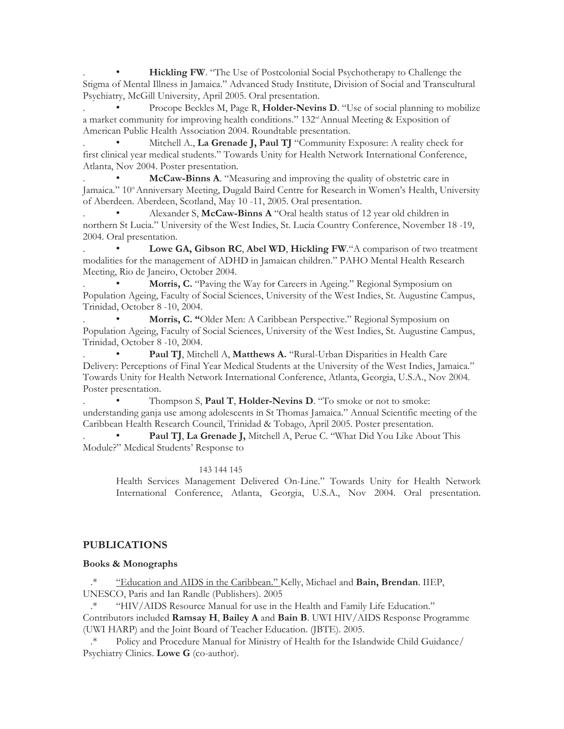- **Hickling FW**. "The Use of Postcolonial Social Psychotherapy to Challenge the Stigma of Mental Illness in Jamaica." Advanced Study Institute, Division of Social and Transcultural Psychiatry, McGill University, April 2005. Oral presentation.
- Procope Beckles M, Page R, **Holder-Nevins D**. "Use of social planning to mobilize a market community for improving health conditions." 132nd Annual Meeting & Exposition of American Public Health Association 2004. Roundtable presentation.
- Mitchell A., **La Grenade J, Paul TJ** "Community Exposure: A reality check for first clinical year medical students." Towards Unity for Health Network International Conference, Atlanta, Nov 2004. Poster presentation.
- **McCaw-Binns A**. "Measuring and improving the quality of obstetric care in Jamaica." 10th Anniversary Meeting, Dugald Baird Centre for Research in Women's Health, University of Aberdeen. Aberdeen, Scotland, May 10 -11, 2005. Oral presentation.
- Alexander S, **McCaw-Binns A** "Oral health status of 12 year old children in northern St Lucia." University of the West Indies, St. Lucia Country Conference, November 18 -19, 2004. Oral presentation.
- **Lowe GA, Gibson RC**, **Abel WD**, **Hickling FW**."A comparison of two treatment modalities for the management of ADHD in Jamaican children." PAHO Mental Health Research Meeting, Rio de Janeiro, October 2004.
- **Morris, C.** "Paving the Way for Careers in Ageing." Regional Symposium on Population Ageing, Faculty of Social Sciences, University of the West Indies, St. Augustine Campus, Trinidad, October 8 -10, 2004.
- **Morris, C. "**Older Men: A Caribbean Perspective." Regional Symposium on Population Ageing, Faculty of Social Sciences, University of the West Indies, St. Augustine Campus, Trinidad, October 8 -10, 2004.
- **Paul TJ**, Mitchell A, **Matthews A.** "Rural-Urban Disparities in Health Care Delivery: Perceptions of Final Year Medical Students at the University of the West Indies, Jamaica." Towards Unity for Health Network International Conference, Atlanta, Georgia, U.S.A., Nov 2004. Poster presentation.
- Thompson S, **Paul T**, **Holder-Nevins D**. "To smoke or not to smoke: understanding ganja use among adolescents in St Thomas Jamaica." Annual Scientific meeting of the Caribbean Health Research Council, Trinidad & Tobago, April 2005. Poster presentation.
- **Paul TJ**, **La Grenade J,** Mitchell A, Perue C. "What Did You Like About This Module?" Medical Students' Response to Health Services Management Delivered On-Line." Towards Unity for Health Network International Conference, Atlanta, Georgia, U.S.A., Nov 2004. Oral presentation.

## PUBLICATIONS

### Books & Monographs

- "Education and AIDS in the Caribbean." Kelly, Michael and **Bain, Brendan**. IIEP, UNESCO, Paris and Ian Randle (Publishers). 2005
- "HIV/AIDS Resource Manual for use in the Health and Family Life Education." Contributors included **Ramsay H**, **Bailey A** and **Bain B**. UWI HIV/AIDS Response Programme (UWI HARP) and the Joint Board of Teacher Education. (JBTE). 2005.
- Policy and Procedure Manual for Ministry of Health for the Islandwide Child Guidance/ Psychiatry Clinics. **Lowe G** (co-author).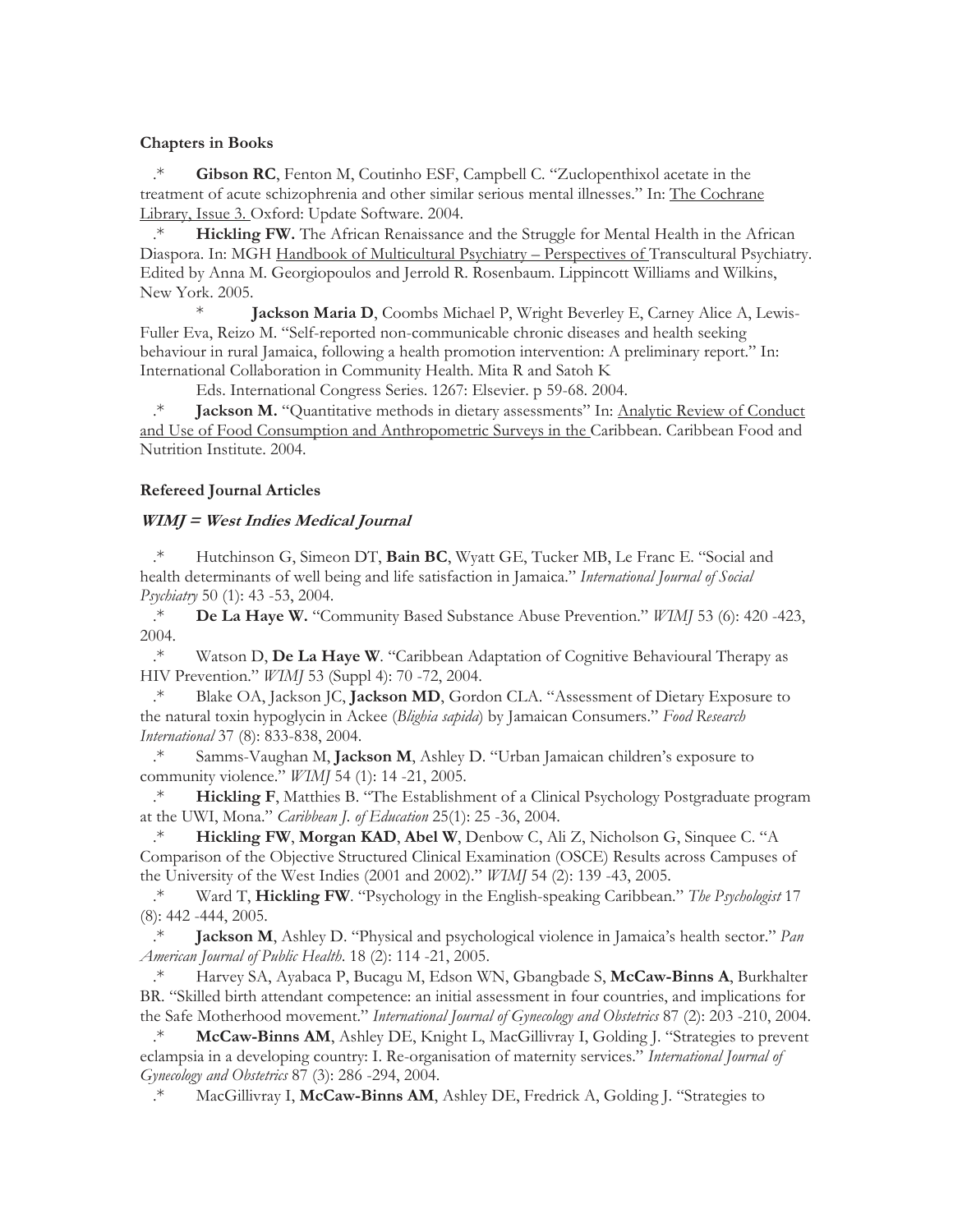**Chapters in Books**

.* **Gibson RC**, Fenton M, Coutinho ESF, Campbell C. "Zuclopenthixol acetate in the treatment of acute schizophrenia and other similar serious mental illnesses." In: The Cochrane Library, Issue 3. Oxford: Update Software. 2004.

.* **Hickling FW.** The African Renaissance and the Struggle for Mental Health in the African Diaspora. In: MGH Handbook of Multicultural Psychiatry – Perspectives of Transcultural Psychiatry. Edited by Anna M. Georgiopoulos and Jerrold R. Rosenbaum. Lippincott Williams and Wilkins, New York. 2005.

\* **Jackson Maria D**, Coombs Michael P, Wright Beverley E, Carney Alice A, Lewis-Fuller Eva, Reizo M. "Self-reported non-communicable chronic diseases and health seeking behaviour in rural Jamaica, following a health promotion intervention: A preliminary report." In: International Collaboration in Community Health. Mita R and Satoh K Eds. International Congress Series. 1267: Elsevier. p 59-68. 2004.

.* **Jackson M.** "Quantitative methods in dietary assessments" In: Analytic Review of Conduct and Use of Food Consumption and Anthropometric Surveys in the Caribbean. Caribbean Food and Nutrition Institute. 2004.

**Refereed Journal Articles**

***WIMJ = West Indies Medical Journal***

.* Hutchinson G, Simeon DT, **Bain BC**, Wyatt GE, Tucker MB, Le Franc E. "Social and health determinants of well being and life satisfaction in Jamaica." *International Journal of Social Psychiatry* 50 (1): 43 -53, 2004.

.* **De La Haye W.** "Community Based Substance Abuse Prevention." *WIMJ* 53 (6): 420 -423, 2004.

.* Watson D, **De La Haye W**. "Caribbean Adaptation of Cognitive Behavioural Therapy as HIV Prevention." *WIMJ* 53 (Suppl 4): 70 -72, 2004.

.* Blake OA, Jackson JC, **Jackson MD**, Gordon CLA. "Assessment of Dietary Exposure to the natural toxin hypoglycin in Ackee (*Blighia sapida*) by Jamaican Consumers." *Food Research International* 37 (8): 833-838, 2004.

.* Samms-Vaughan M, **Jackson M**, Ashley D. "Urban Jamaican children's exposure to community violence." *WIMJ* 54 (1): 14 -21, 2005.

.* **Hickling F**, Matthies B. "The Establishment of a Clinical Psychology Postgraduate program at the UWI, Mona." *Caribbean J. of Education* 25(1): 25 -36, 2004.

.* **Hickling FW**, **Morgan KAD**, **Abel W**, Denbow C, Ali Z, Nicholson G, Sinquee C. "A Comparison of the Objective Structured Clinical Examination (OSCE) Results across Campuses of the University of the West Indies (2001 and 2002)." *WIMJ* 54 (2): 139 -43, 2005.

.* Ward T, **Hickling FW**. "Psychology in the English-speaking Caribbean." *The Psychologist* 17 (8): 442 -444, 2005.

.* **Jackson M**, Ashley D. "Physical and psychological violence in Jamaica's health sector." *Pan American Journal of Public Health*. 18 (2): 114 -21, 2005.

.* Harvey SA, Ayabaca P, Bucagu M, Edson WN, Gbangbade S, **McCaw-Binns A**, Burkhalter BR. "Skilled birth attendant competence: an initial assessment in four countries, and implications for the Safe Motherhood movement." *International Journal of Gynecology and Obstetrics* 87 (2): 203 -210, 2004.

.* **McCaw-Binns AM**, Ashley DE, Knight L, MacGillivray I, Golding J. "Strategies to prevent eclampsia in a developing country: I. Re-organisation of maternity services." *International Journal of Gynecology and Obstetrics* 87 (3): 286 -294, 2004.

.* MacGillivray I, **McCaw-Binns AM**, Ashley DE, Fredrick A, Golding J. "Strategies to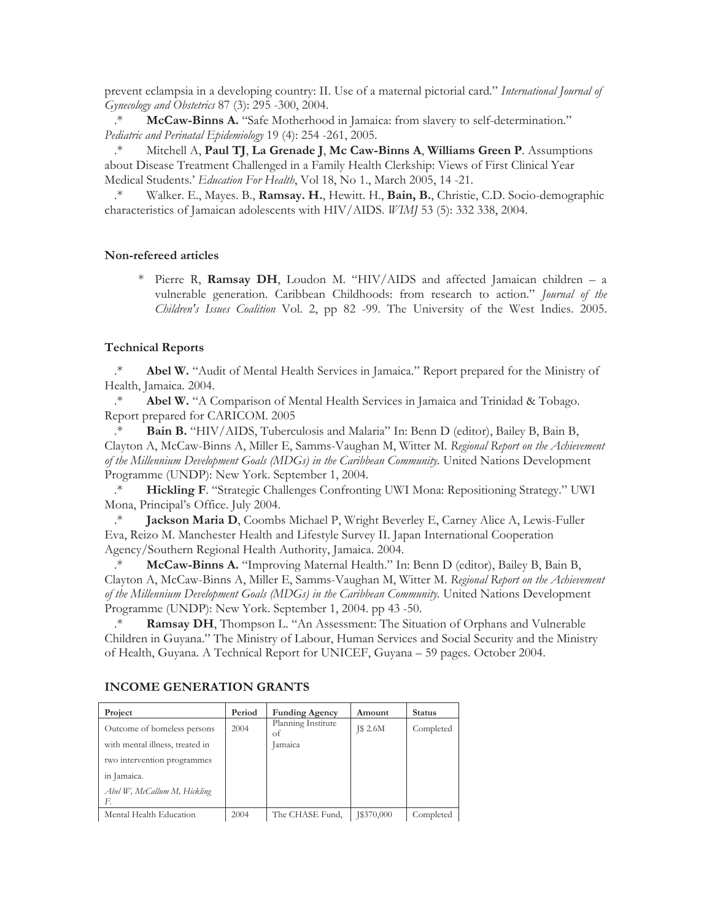prevent eclampsia in a developing country: II. Use of a maternal pictorial card." *International Journal of Gynecology and Obstetrics* 87 (3): 295 -300, 2004.

.* **McCaw-Binns A.** "Safe Motherhood in Jamaica: from slavery to self-determination." *Pediatric and Perinatal Epidemiology* 19 (4): 254 -261, 2005.

.* Mitchell A, **Paul TJ**, **La Grenade J**, **Mc Caw-Binns A**, **Williams Green P**. Assumptions about Disease Treatment Challenged in a Family Health Clerkship: Views of First Clinical Year Medical Students.' *Education For Health*, Vol 18, No 1., March 2005, 14 -21.

.* Walker. E., Mayes. B., **Ramsay. H.**, Hewitt. H., **Bain, B.**, Christie, C.D. Socio-demographic characteristics of Jamaican adolescents with HIV/AIDS. *WIMJ* 53 (5): 332 338, 2004.

### Non-refereed articles

* Pierre R, **Ramsay DH**, Loudon M. "HIV/AIDS and affected Jamaican children – a vulnerable generation. Caribbean Childhoods: from research to action." *Journal of the Children's Issues Coalition* Vol. 2, pp 82 -99. The University of the West Indies. 2005.

### Technical Reports

.* **Abel W.** "Audit of Mental Health Services in Jamaica." Report prepared for the Ministry of Health, Jamaica. 2004.

.* **Abel W.** "A Comparison of Mental Health Services in Jamaica and Trinidad & Tobago. Report prepared for CARICOM. 2005

.* **Bain B.** "HIV/AIDS, Tuberculosis and Malaria" In: Benn D (editor), Bailey B, Bain B, Clayton A, McCaw-Binns A, Miller E, Samms-Vaughan M, Witter M. *Regional Report on the Achievement of the Millennium Development Goals (MDGs) in the Caribbean Community.* United Nations Development Programme (UNDP): New York. September 1, 2004.

.* **Hickling F**. "Strategic Challenges Confronting UWI Mona: Repositioning Strategy." UWI Mona, Principal's Office. July 2004.

.* **Jackson Maria D**, Coombs Michael P, Wright Beverley E, Carney Alice A, Lewis-Fuller Eva, Reizo M. Manchester Health and Lifestyle Survey II. Japan International Cooperation Agency/Southern Regional Health Authority, Jamaica. 2004.

.* **McCaw-Binns A.** "Improving Maternal Health." In: Benn D (editor), Bailey B, Bain B, Clayton A, McCaw-Binns A, Miller E, Samms-Vaughan M, Witter M. *Regional Report on the Achievement of the Millennium Development Goals (MDGs) in the Caribbean Community.* United Nations Development Programme (UNDP): New York. September 1, 2004. pp 43 -50.

.* **Ramsay DH**, Thompson L. "An Assessment: The Situation of Orphans and Vulnerable Children in Guyana." The Ministry of Labour, Human Services and Social Security and the Ministry of Health, Guyana. A Technical Report for UNICEF, Guyana – 59 pages. October 2004.

## INCOME GENERATION GRANTS

| Project | Period | Funding Agency | Amount | Status |
|---|---|---|---|---|
| Outcome of homeless persons with mental illness, treated in two intervention programmes in Jamaica. *Abel W, McCallum M, Hickling F.* | 2004 | Planning Institute of Jamaica | J$ 2.6M | Completed |
| Mental Health Education | 2004 | The CHASE Fund, | J$370,000 | Completed |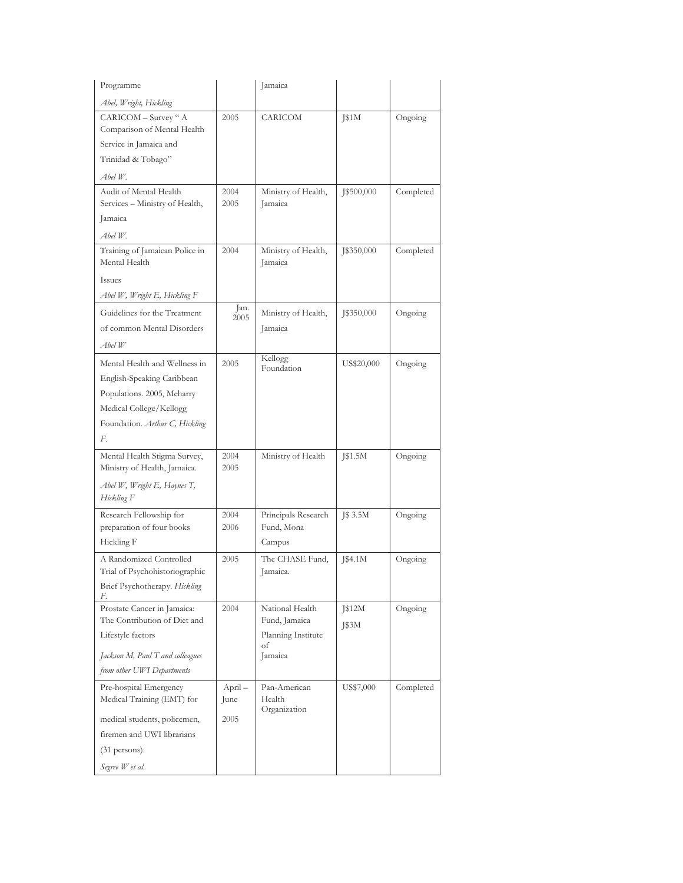| | | | | |
|---|---|---|---|---|
| Programme *Abel, Wright, Hickling* | | Jamaica | | |
| CARICOM – Survey " A Comparison of Mental Health Service in Jamaica and Trinidad & Tobago" *Abel W.* | 2005 | CARICOM | J$1M | Ongoing |
| Audit of Mental Health Services – Ministry of Health, Jamaica *Abel W.* | 2004 2005 | Ministry of Health, Jamaica | J$500,000 | Completed |
| Training of Jamaican Police in Mental Health Issues *Abel W, Wright E, Hickling F* | 2004 | Ministry of Health, Jamaica | J$350,000 | Completed |
| Guidelines for the Treatment of common Mental Disorders *Abel W* | Jan. 2005 | Ministry of Health, Jamaica | J$350,000 | Ongoing |
| Mental Health and Wellness in English-Speaking Caribbean Populations. 2005, Meharry Medical College/Kellogg Foundation. *Arthur C, Hickling F.* | 2005 | Kellogg Foundation | US$20,000 | Ongoing |
| Mental Health Stigma Survey, Ministry of Health, Jamaica. *Abel W, Wright E, Haynes T, Hickling F* | 2004 2005 | Ministry of Health | J$1.5M | Ongoing |
| Research Fellowship for preparation of four books Hickling F | 2004 2006 | Principals Research Fund, Mona Campus | J$ 3.5M | Ongoing |
| A Randomized Controlled Trial of Psychohistoriographic Brief Psychotherapy. *Hickling F.* | 2005 | The CHASE Fund, Jamaica. | J$4.1M | Ongoing |
| Prostate Cancer in Jamaica: The Contribution of Diet and Lifestyle factors *Jackson M, Paul T and colleagues from other UWI Departments* | 2004 | National Health Fund, Jamaica Planning Institute of Jamaica | J$12M J$3M | Ongoing |
| Pre-hospital Emergency Medical Training (EMT) for medical students, policemen, firemen and UWI librarians (31 persons). *Segree W et al.* | April – June 2005 | Pan-American Health Organization | US$7,000 | Completed |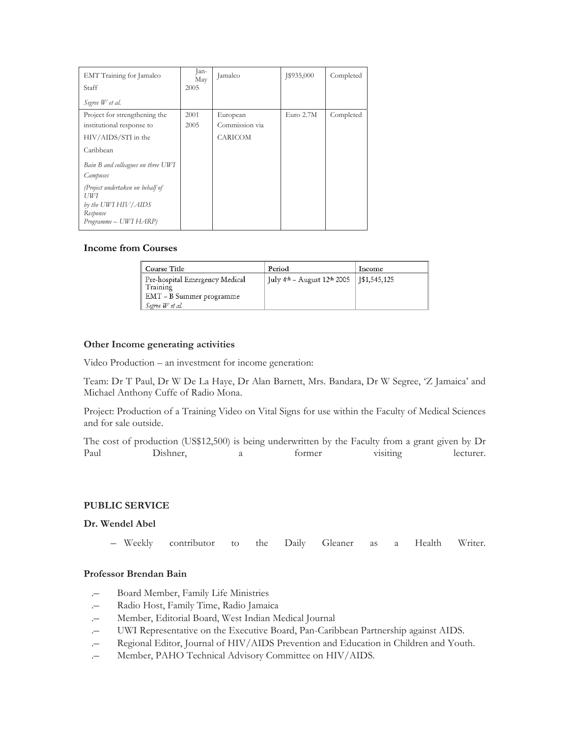| | | | | |
|---|---|---|---|---|
| EMT Training for Jamalco Staff<br>*Segree W et al.* | Jan-May 2005 | Jamalco | J$935,000 | Completed |
| Project for strengthening the institutional response to HIV/AIDS/STI in the Caribbean<br>*Bain B and colleagues on three UWI Campuses*<br>*(Project undertaken on behalf of UWI by the UWI HIV/AIDS Response Programme – UWI HARP)* | 2001 2005 | European Commission via CARICOM | Euro 2.7M | Completed |

**Income from Courses**

| Course Title | Period | Income |
|---|---|---|
| Pre-hospital Emergency Medical Training<br>EMT – B Summer programme<br>*Segree W et al.* | July 4th – August 12th 2005 | J$1,545,125 |

**Other Income generating activities**

Video Production – an investment for income generation:

Team: Dr T Paul, Dr W De La Haye, Dr Alan Barnett, Mrs. Bandara, Dr W Segree, 'Z Jamaica' and Michael Anthony Cuffe of Radio Mona.

Project: Production of a Training Video on Vital Signs for use within the Faculty of Medical Sciences and for sale outside.

The cost of production (US$12,500) is being underwritten by the Faculty from a grant given by Dr Paul Dishner, a former visiting lecturer.

**PUBLIC SERVICE**

**Dr. Wendel Abel**

– Weekly contributor to the Daily Gleaner as a Health Writer.

**Professor Brendan Bain**

- Board Member, Family Life Ministries
- Radio Host, Family Time, Radio Jamaica
- Member, Editorial Board, West Indian Medical Journal
- UWI Representative on the Executive Board, Pan-Caribbean Partnership against AIDS.
- Regional Editor, Journal of HIV/AIDS Prevention and Education in Children and Youth.
- Member, PAHO Technical Advisory Committee on HIV/AIDS.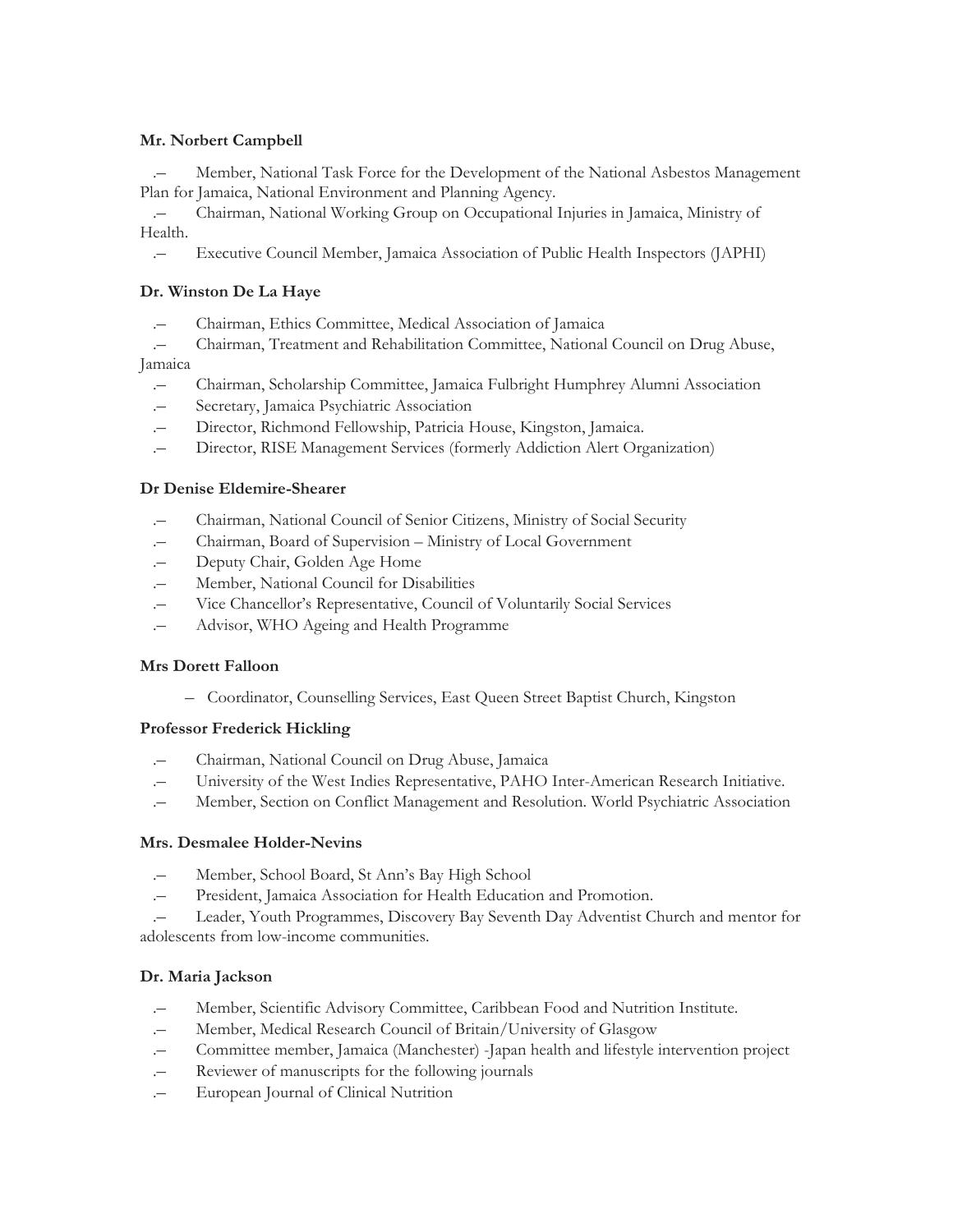**Mr. Norbert Campbell**

- Member, National Task Force for the Development of the National Asbestos Management Plan for Jamaica, National Environment and Planning Agency.
- Chairman, National Working Group on Occupational Injuries in Jamaica, Ministry of Health.
- Executive Council Member, Jamaica Association of Public Health Inspectors (JAPHI)

**Dr. Winston De La Haye**

- Chairman, Ethics Committee, Medical Association of Jamaica
- Chairman, Treatment and Rehabilitation Committee, National Council on Drug Abuse, Jamaica
- Chairman, Scholarship Committee, Jamaica Fulbright Humphrey Alumni Association
- Secretary, Jamaica Psychiatric Association
- Director, Richmond Fellowship, Patricia House, Kingston, Jamaica.
- Director, RISE Management Services (formerly Addiction Alert Organization)

**Dr Denise Eldemire-Shearer**

- Chairman, National Council of Senior Citizens, Ministry of Social Security
- Chairman, Board of Supervision – Ministry of Local Government
- Deputy Chair, Golden Age Home
- Member, National Council for Disabilities
- Vice Chancellor's Representative, Council of Voluntarily Social Services
- Advisor, WHO Ageing and Health Programme

**Mrs Dorett Falloon**

- Coordinator, Counselling Services, East Queen Street Baptist Church, Kingston

**Professor Frederick Hickling**

- Chairman, National Council on Drug Abuse, Jamaica
- University of the West Indies Representative, PAHO Inter-American Research Initiative.
- Member, Section on Conflict Management and Resolution. World Psychiatric Association

**Mrs. Desmalee Holder-Nevins**

- Member, School Board, St Ann's Bay High School
- President, Jamaica Association for Health Education and Promotion.
- Leader, Youth Programmes, Discovery Bay Seventh Day Adventist Church and mentor for adolescents from low-income communities.

**Dr. Maria Jackson**

- Member, Scientific Advisory Committee, Caribbean Food and Nutrition Institute.
- Member, Medical Research Council of Britain/University of Glasgow
- Committee member, Jamaica (Manchester) -Japan health and lifestyle intervention project
- Reviewer of manuscripts for the following journals
- European Journal of Clinical Nutrition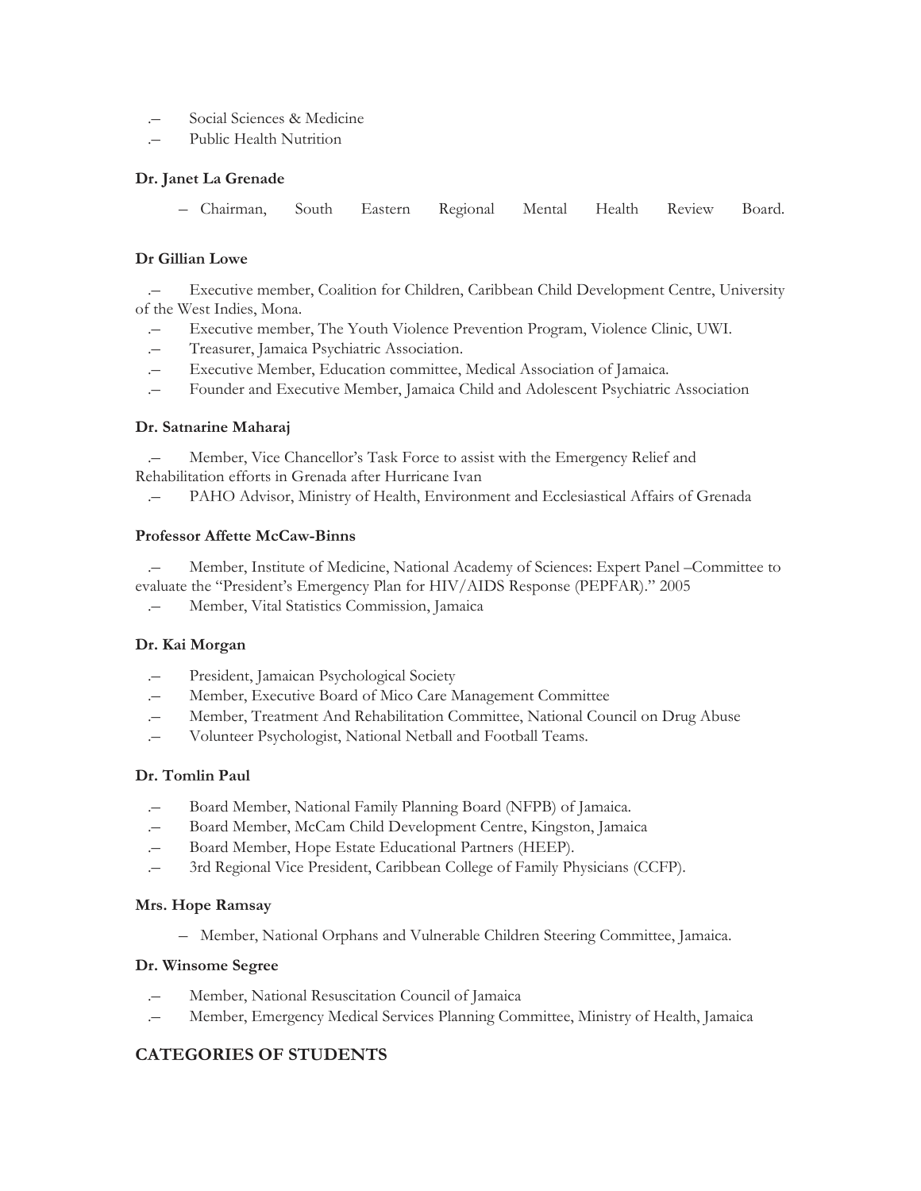- Social Sciences & Medicine
- Public Health Nutrition

**Dr. Janet La Grenade**

- Chairman, South Eastern Regional Mental Health Review Board.

**Dr Gillian Lowe**

- Executive member, Coalition for Children, Caribbean Child Development Centre, University of the West Indies, Mona.
- Executive member, The Youth Violence Prevention Program, Violence Clinic, UWI.
- Treasurer, Jamaica Psychiatric Association.
- Executive Member, Education committee, Medical Association of Jamaica.
- Founder and Executive Member, Jamaica Child and Adolescent Psychiatric Association

**Dr. Satnarine Maharaj**

- Member, Vice Chancellor's Task Force to assist with the Emergency Relief and Rehabilitation efforts in Grenada after Hurricane Ivan
- PAHO Advisor, Ministry of Health, Environment and Ecclesiastical Affairs of Grenada

**Professor Affette McCaw-Binns**

- Member, Institute of Medicine, National Academy of Sciences: Expert Panel –Committee to evaluate the "President's Emergency Plan for HIV/AIDS Response (PEPFAR)." 2005
- Member, Vital Statistics Commission, Jamaica

**Dr. Kai Morgan**

- President, Jamaican Psychological Society
- Member, Executive Board of Mico Care Management Committee
- Member, Treatment And Rehabilitation Committee, National Council on Drug Abuse
- Volunteer Psychologist, National Netball and Football Teams.

**Dr. Tomlin Paul**

- Board Member, National Family Planning Board (NFPB) of Jamaica.
- Board Member, McCam Child Development Centre, Kingston, Jamaica
- Board Member, Hope Estate Educational Partners (HEEP).
- 3rd Regional Vice President, Caribbean College of Family Physicians (CCFP).

**Mrs. Hope Ramsay**

- Member, National Orphans and Vulnerable Children Steering Committee, Jamaica.

**Dr. Winsome Segree**

- Member, National Resuscitation Council of Jamaica
- Member, Emergency Medical Services Planning Committee, Ministry of Health, Jamaica

## CATEGORIES OF STUDENTS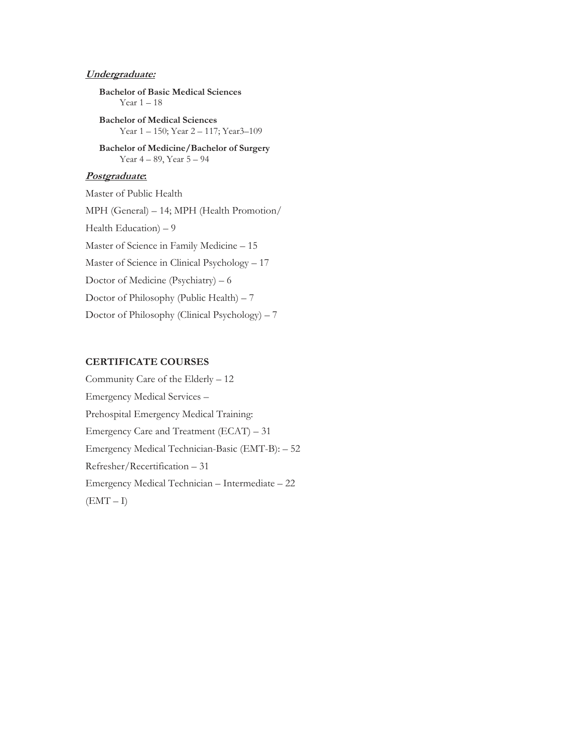***Undergraduate:***

**Bachelor of Basic Medical Sciences**
Year 1 – 18

**Bachelor of Medical Sciences**
Year 1 – 150; Year 2 – 117; Year3–109

**Bachelor of Medicine/Bachelor of Surgery**
Year 4 – 89, Year 5 – 94

***Postgraduate:***

Master of Public Health

MPH (General) – 14; MPH (Health Promotion/

Health Education) – 9

Master of Science in Family Medicine – 15

Master of Science in Clinical Psychology – 17

Doctor of Medicine (Psychiatry) – 6

Doctor of Philosophy (Public Health) – 7

Doctor of Philosophy (Clinical Psychology) – 7

**CERTIFICATE COURSES**

Community Care of the Elderly – 12

Emergency Medical Services –

Prehospital Emergency Medical Training:

Emergency Care and Treatment (ECAT) – 31

Emergency Medical Technician-Basic (EMT-B): – 52

Refresher/Recertification – 31

Emergency Medical Technician – Intermediate – 22

(EMT – I)